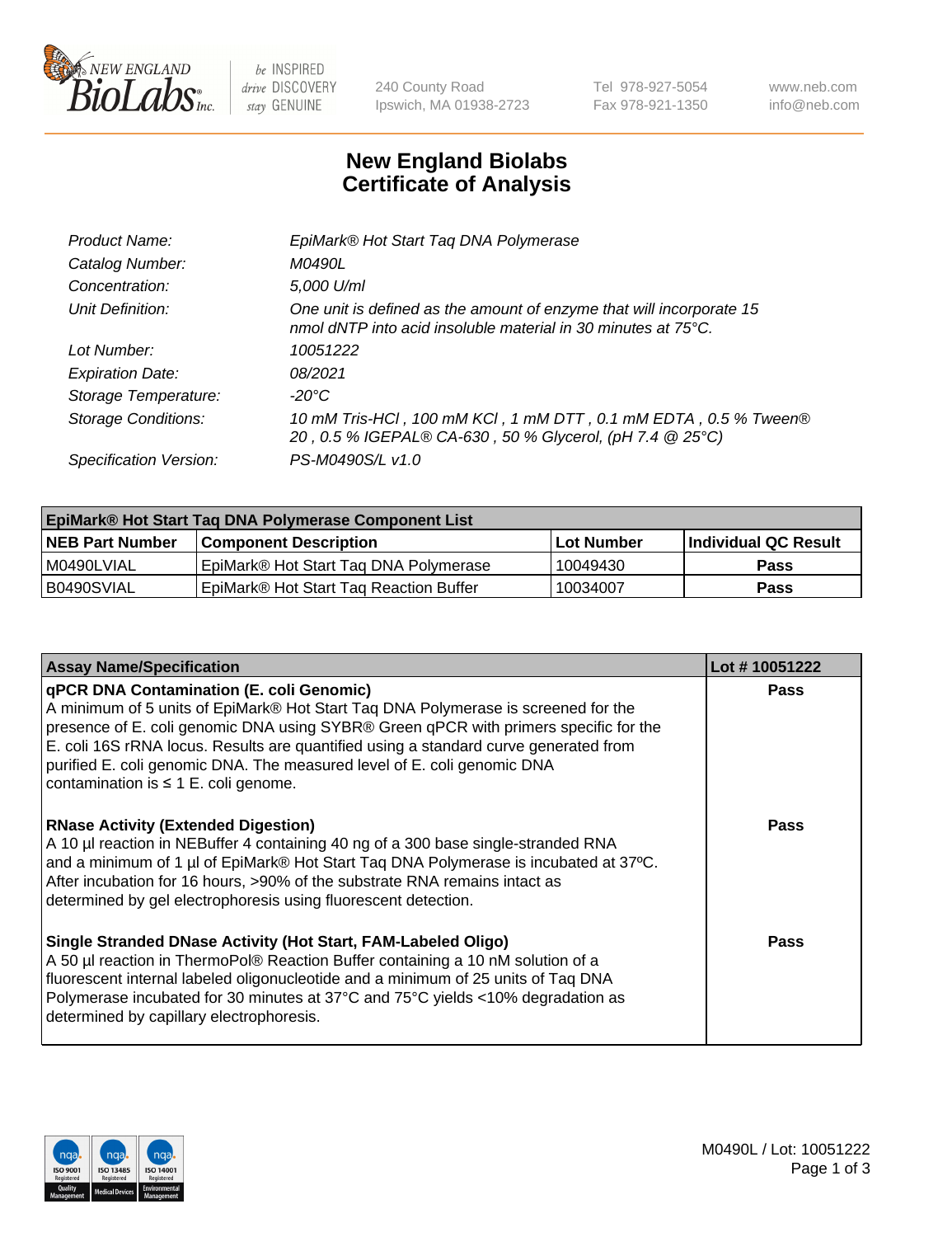# New England Biolabs Certificate of Analysis

| | |
|---|---|
| *Product Name:* | *EpiMark® Hot Start Taq DNA Polymerase* |
| *Catalog Number:* | *M0490L* |
| *Concentration:* | *5,000 U/ml* |
| *Unit Definition:* | *One unit is defined as the amount of enzyme that will incorporate 15 nmol dNTP into acid insoluble material in 30 minutes at 75°C.* |
| *Lot Number:* | *10051222* |
| *Expiration Date:* | *08/2021* |
| *Storage Temperature:* | *-20°C* |
| *Storage Conditions:* | *10 mM Tris-HCl , 100 mM KCl , 1 mM DTT , 0.1 mM EDTA , 0.5 % Tween® 20 , 0.5 % IGEPAL® CA-630 , 50 % Glycerol, (pH 7.4 @ 25°C)* |
| *Specification Version:* | *PS-M0490S/L v1.0* |

| **EpiMark® Hot Start Taq DNA Polymerase Component List** | | | |
|---|---|---|---|
| **NEB Part Number** | **Component Description** | **Lot Number** | **Individual QC Result** |
| M0490LVIAL | EpiMark® Hot Start Taq DNA Polymerase | 10049430 | **Pass** |
| B0490SVIAL | EpiMark® Hot Start Taq Reaction Buffer | 10034007 | **Pass** |

| **Assay Name/Specification** | **Lot # 10051222** |
|---|---|
| **qPCR DNA Contamination (E. coli Genomic)** A minimum of 5 units of EpiMark® Hot Start Taq DNA Polymerase is screened for the presence of E. coli genomic DNA using SYBR® Green qPCR with primers specific for the E. coli 16S rRNA locus. Results are quantified using a standard curve generated from purified E. coli genomic DNA. The measured level of E. coli genomic DNA contamination is ≤ 1 E. coli genome. | **Pass** |
| **RNase Activity (Extended Digestion)** A 10 µl reaction in NEBuffer 4 containing 40 ng of a 300 base single-stranded RNA and a minimum of 1 µl of EpiMark® Hot Start Taq DNA Polymerase is incubated at 37ºC. After incubation for 16 hours, >90% of the substrate RNA remains intact as determined by gel electrophoresis using fluorescent detection. | **Pass** |
| **Single Stranded DNase Activity (Hot Start, FAM-Labeled Oligo)** A 50 µl reaction in ThermoPol® Reaction Buffer containing a 10 nM solution of a fluorescent internal labeled oligonucleotide and a minimum of 25 units of Taq DNA Polymerase incubated for 30 minutes at 37°C and 75°C yields <10% degradation as determined by capillary electrophoresis. | **Pass** |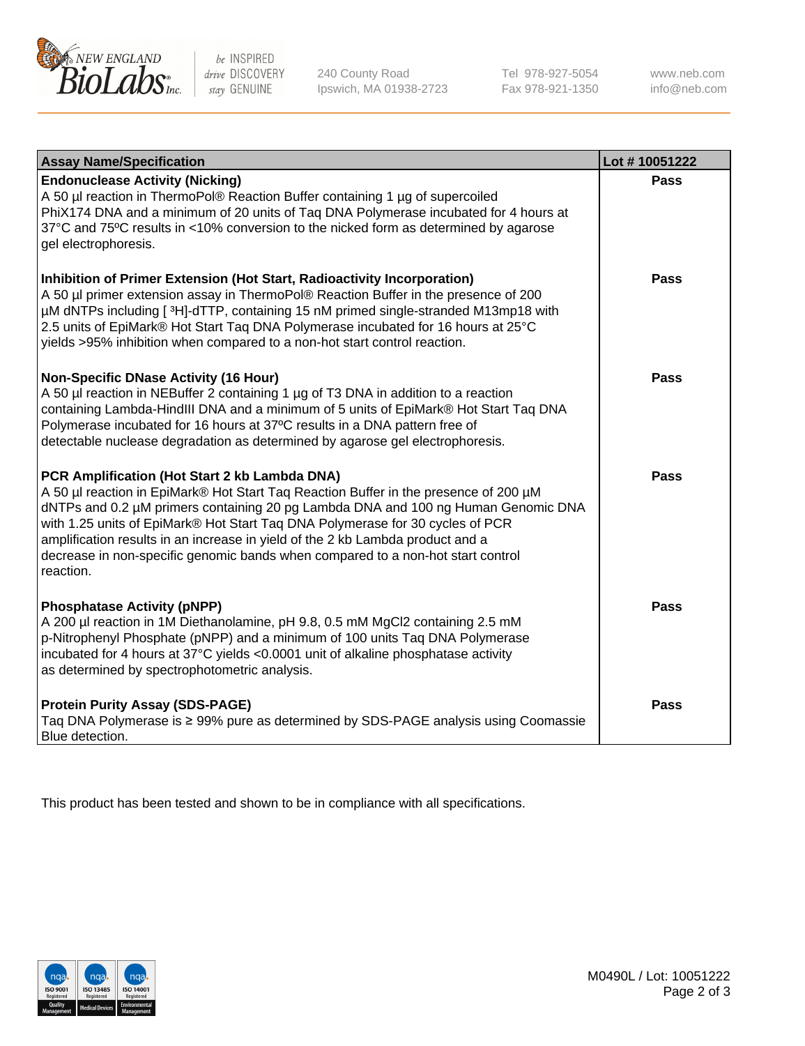| Assay Name/Specification | Lot # 10051222 |
|---|---|
| **Endonuclease Activity (Nicking)**<br>A 50 µl reaction in ThermoPol® Reaction Buffer containing 1 µg of supercoiled PhiX174 DNA and a minimum of 20 units of Taq DNA Polymerase incubated for 4 hours at 37°C and 75ºC results in <10% conversion to the nicked form as determined by agarose gel electrophoresis. | Pass |
| **Inhibition of Primer Extension (Hot Start, Radioactivity Incorporation)**<br>A 50 µl primer extension assay in ThermoPol® Reaction Buffer in the presence of 200 µM dNTPs including [ $^{3}$H]-dTTP, containing 15 nM primed single-stranded M13mp18 with 2.5 units of EpiMark® Hot Start Taq DNA Polymerase incubated for 16 hours at 25°C yields >95% inhibition when compared to a non-hot start control reaction. | Pass |
| **Non-Specific DNase Activity (16 Hour)**<br>A 50 µl reaction in NEBuffer 2 containing 1 µg of T3 DNA in addition to a reaction containing Lambda-HindIII DNA and a minimum of 5 units of EpiMark® Hot Start Taq DNA Polymerase incubated for 16 hours at 37ºC results in a DNA pattern free of detectable nuclease degradation as determined by agarose gel electrophoresis. | Pass |
| **PCR Amplification (Hot Start 2 kb Lambda DNA)**<br>A 50 µl reaction in EpiMark® Hot Start Taq Reaction Buffer in the presence of 200 µM dNTPs and 0.2 µM primers containing 20 pg Lambda DNA and 100 ng Human Genomic DNA with 1.25 units of EpiMark® Hot Start Taq DNA Polymerase for 30 cycles of PCR amplification results in an increase in yield of the 2 kb Lambda product and a decrease in non-specific genomic bands when compared to a non-hot start control reaction. | Pass |
| **Phosphatase Activity (pNPP)**<br>A 200 µl reaction in 1M Diethanolamine, pH 9.8, 0.5 mM $MgCl_2$ containing 2.5 mM p-Nitrophenyl Phosphate (pNPP) and a minimum of 100 units Taq DNA Polymerase incubated for 4 hours at 37°C yields <0.0001 unit of alkaline phosphatase activity as determined by spectrophotometric analysis. | Pass |
| **Protein Purity Assay (SDS-PAGE)**<br>Taq DNA Polymerase is ≥ 99% pure as determined by SDS-PAGE analysis using Coomassie Blue detection. | Pass |

This product has been tested and shown to be in compliance with all specifications.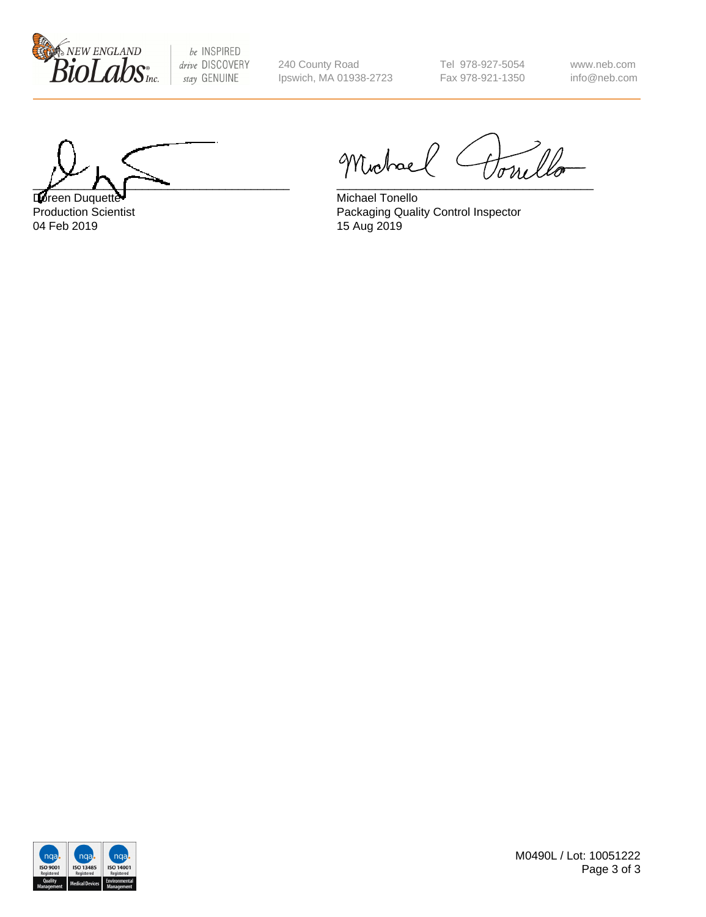Doreen Duquette
Production Scientist
04 Feb 2019

Michael Tonello
Packaging Quality Control Inspector
15 Aug 2019

M0490L / Lot: 10051222